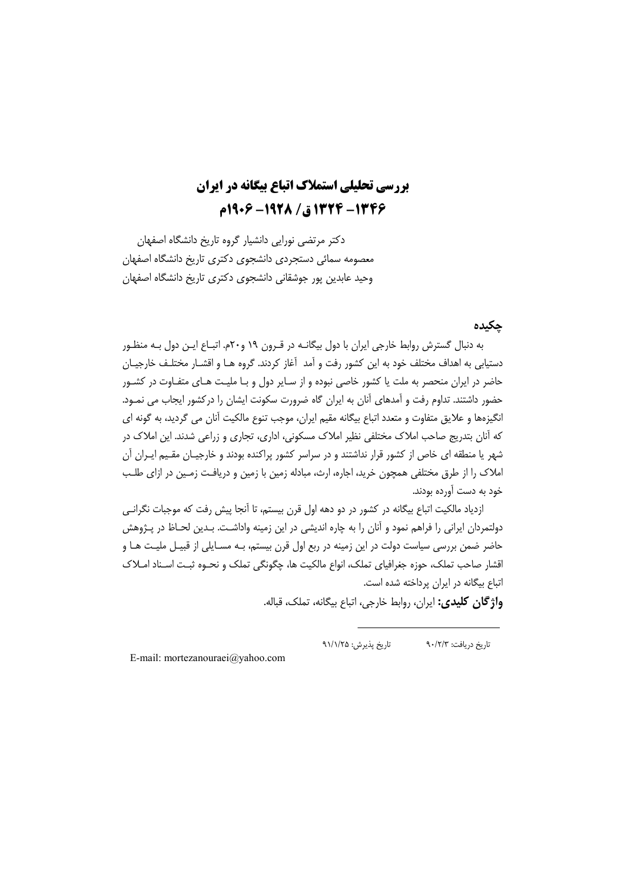# بررسی تحلیلی استملاک اتباع بیگانه در ایران
# ۱۳۴۶- ۱۳۲۴ق / ۱۹۲۸- ۱۹۰۶م

دکتر مرتضی نورایی دانشیار گروه تاریخ دانشگاه اصفهان
معصومه سمائی دستجردی دانشجوی دکتری تاریخ دانشگاه اصفهان
وحید عابدین پور جوشقانی دانشجوی دکتری تاریخ دانشگاه اصفهان

## چکیده

به دنبال گسترش روابط خارجی ایران با دول بیگانــه در قــرون ۱۹ و۲۰م. اتبــاع ایــن دول بــه منظــور دستیابی به اهداف مختلف خود به این کشور رفت و آمد آغاز کردند. گروه هــا و اقشــار مختلــف خارجیــان حاضر در ایران منحصر به ملت یا کشور خاصی نبوده و از ســایر دول و بــا ملیــت هــای متفــاوت در کشــور حضور داشتند. تداوم رفت و آمدهای آنان به ایران گاه ضرورت سکونت ایشان را درکشور ایجاب می نمــود. انگیزه‌ها و علایق متفاوت و متعدد اتباع بیگانه مقیم ایران، موجب تنوع مالکیت آنان می گردید، به گونه ای که آنان بتدریج صاحب املاک مختلفی نظیر املاک مسکونی، اداری، تجاری و زراعی شدند. این املاک در شهر یا منطقه ای خاص از کشور قرار نداشتند و در سراسر کشور پراکنده بودند و خارجیــان مقــیم ایــران آن املاک را از طرق مختلفی همچون خرید، اجاره، ارث، مبادله زمین با زمین و دریافــت زمــین در ازای طلــب خود به دست آورده بودند.

ازدیاد مالکیت اتباع بیگانه در کشور در دو دهه اول قرن بیستم، تا آنجا پیش رفت که موجبات نگرانــی دولتمردان ایرانی را فراهم نمود و آنان را به چاره اندیشی در این زمینه واداشــت. بــدین لحــاظ در پــژوهش حاضر ضمن بررسی سیاست دولت در این زمینه در ربع اول قرن بیستم، بــه مســایلی از قبیــل ملیــت هــا و اقشار صاحب تملک، حوزه جغرافیای تملک، انواع مالکیت ها، چگونگی تملک و نحــوه ثبــت اســناد امــلاک اتباع بیگانه در ایران پرداخته شده است.

**واژگان کلیدی:** ایران، روابط خارجی، اتباع بیگانه، تملک، قباله.

---

تاریخ دریافت: ۹۰/۲/۳　　　تاریخ پذیرش: ۹۱/۱/۲۵

E-mail: mortezanouraei@yahoo.com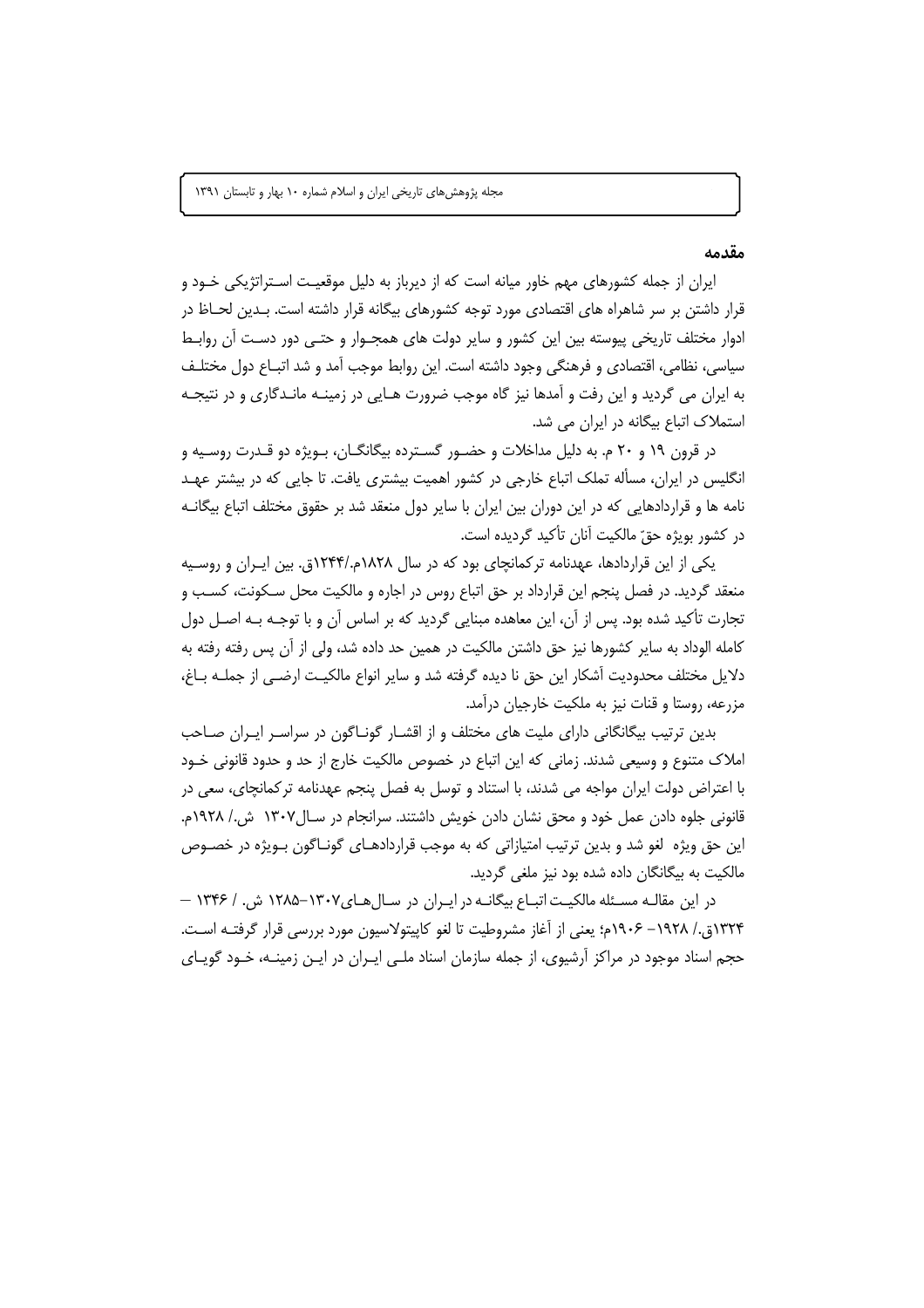## مقدمه

ایران از جمله کشورهای مهم خاور میانه است که از دیرباز به دلیل موقعیت استراتژیکی خود و قرار داشتن بر سر شاهراه های اقتصادی مورد توجه کشورهای بیگانه قرار داشته است. بدین لحاظ در ادوار مختلف تاریخی پیوسته بین این کشور و سایر دولت های همجوار و حتی دور دست آن روابط سیاسی، نظامی، اقتصادی و فرهنگی وجود داشته است. این روابط موجب آمد و شد اتباع دول مختلف به ایران می گردید و این رفت و آمدها نیز گاه موجب ضرورت هایی در زمینه ماندگاری و در نتیجه استملاک اتباع بیگانه در ایران می شد.

در قرون ۱۹ و ۲۰ م. به دلیل مداخلات و حضور گسترده بیگانگان، بویژه دو قدرت روسیه و انگلیس در ایران، مسأله تملک اتباع خارجی در کشور اهمیت بیشتری یافت. تا جایی که در بیشتر عهد نامه ها و قراردادهایی که در این دوران بین ایران با سایر دول منعقد شد بر حقوق مختلف اتباع بیگانه در کشور بویژه حقّ مالکیت آنان تأکید گردیده است.

یکی از این قراردادها، عهدنامه ترکمانچای بود که در سال ۱۸۲۸م./۱۲۴۴ق. بین ایران و روسیه منعقد گردید. در فصل پنجم این قرارداد بر حق اتباع روس در اجاره و مالکیت محل سکونت، کسب و تجارت تأکید شده بود. پس از آن، این معاهده مبنایی گردید که بر اساس آن و با توجه به اصل دول کامله الوداد به سایر کشورها نیز حق داشتن مالکیت در همین حد داده شد، ولی از آن پس رفته رفته به دلایل مختلف محدودیت آشکار این حق نا دیده گرفته شد و سایر انواع مالکیت ارضی از جمله باغ، مزرعه، روستا و قنات نیز به ملکیت خارجیان درآمد.

بدین ترتیب بیگانگانی دارای ملیت های مختلف و از اقشار گوناگون در سراسر ایران صاحب املاک متنوع و وسیعی شدند. زمانی که این اتباع در خصوص مالکیت خارج از حد و حدود قانونی خود با اعتراض دولت ایران مواجه می شدند، با استناد و توسل به فصل پنجم عهدنامه ترکمانچای، سعی در قانونی جلوه دادن عمل خود و محق نشان دادن خویش داشتند. سرانجام در سال ۱۳۰۷ ش./ ۱۹۲۸م. این حق ویژه لغو شد و بدین ترتیب امتیازاتی که به موجب قراردادهای گوناگون بویژه در خصوص مالکیت به بیگانگان داده شده بود نیز ملغی گردید.

در این مقاله مسئله مالکیت اتباع بیگانه در ایران در سال‌های ۱۳۰۷-۱۲۸۵ ش. / ۱۳۴۶ - ۱۳۲۴ق./ ۱۹۲۸- ۱۹۰۶م؛ یعنی از آغاز مشروطیت تا لغو کاپیتولاسیون مورد بررسی قرار گرفته است. حجم اسناد موجود در مراکز آرشیوی، از جمله سازمان اسناد ملی ایران در این زمینه، خود گویای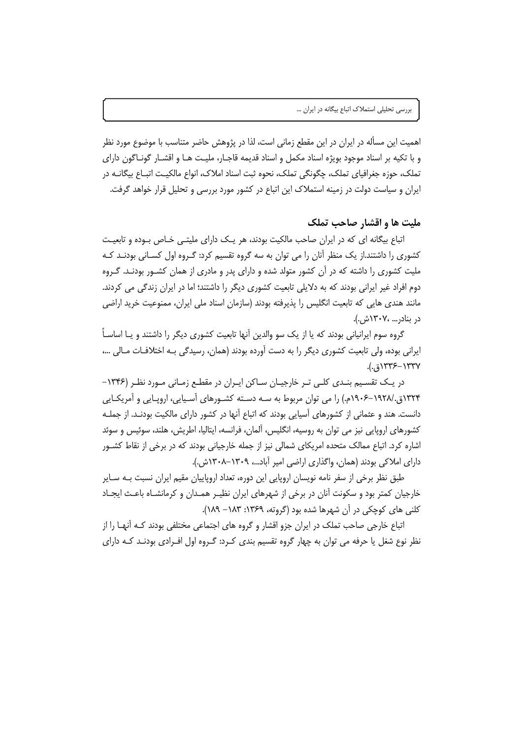اهمیت این مسأله در ایران در این مقطع زمانی است، لذا در پژوهش حاضر متناسب با موضوع مورد نظر و با تکیه بر اسناد موجود بویژه اسناد مکمل و اسناد قدیمه قاجار، ملیت ها و اقشار گوناگون دارای تملک، حوزه جغرافیای تملک، چگونگی تملک، نحوه ثبت اسناد املاک، انواع مالکیت اتباع بیگانه در ایران و سیاست دولت در زمینه استملاک این اتباع در کشور مورد بررسی و تحلیل قرار خواهد گرفت.

## ملیت ها و اقشار صاحب تملک

اتباع بیگانه ای که در ایران صاحب مالکیت بودند، هر یک دارای ملیتی خاص بوده و تابعیت کشوری را داشتند.از یک منظر آنان را می توان به سه گروه تقسیم کرد: گروه اول کسانی بودند که ملیت کشوری را داشته که در آن کشور متولد شده و دارای پدر و مادری از همان کشور بودند. گروه دوم افراد غیر ایرانی بودند که به دلایلی تابعیت کشوری دیگر را داشتند؛ اما در ایران زندگی می کردند. مانند هندی هایی که تابعیت انگلیس را پذیرفته بودند (سازمان اسناد ملی ایران، ممنوعیت خرید اراضی در بنادر... ،۱۳۰۷ش.).

گروه سوم ایرانیانی بودند که یا از یک سو والدین آنها تابعیت کشوری دیگر را داشتند و یا اساساً ایرانی بوده، ولی تابعیت کشوری دیگر را به دست آورده بودند (همان، رسیدگی به اختلافات مالی ...، ۱۳۳۷-۱۳۳۶ق.).

در یک تقسیم بندی کلی تر خارجیان ساکن ایران در مقطع زمانی مورد نظر (۱۳۴۶-۱۳۲۴ق./۱۹۲۸-۱۹۰۶م.) را می توان مربوط به سه دسته کشورهای آسیایی، اروپایی و آمریکایی دانست. هند و عثمانی از کشورهای آسیایی بودند که اتباع آنها در کشور دارای مالکیت بودند. از جمله کشورهای اروپایی نیز می توان به روسیه، انگلیس، آلمان، فرانسه، ایتالیا، اطریش، هلند، سوئیس و سوئد اشاره کرد. اتباع ممالک متحده امریکای شمالی نیز از جمله خارجیانی بودند که در برخی از نقاط کشور دارای املاکی بودند (همان، واگذاری اراضی امیر آباد...، ۱۳۰۹-۱۳۰۸ش.).

طبق نظر برخی از سفر نامه نویسان اروپایی این دوره، تعداد اروپاییان مقیم ایران نسبت به سایر خارجیان کمتر بود و سکونت آنان در برخی از شهرهای ایران نظیر همدان و کرمانشاه باعث ایجاد کلنی های کوچکی در آن شهرها شده بود (گروته، ۱۳۶۹: ۱۸۳- ۱۸۹).

اتباع خارجی صاحب تملک در ایران جزو اقشار و گروه های اجتماعی مختلفی بودند که آنها را از نظر نوع شغل یا حرفه می توان به چهار گروه تقسیم بندی کرد: گروه اول افرادی بودند که دارای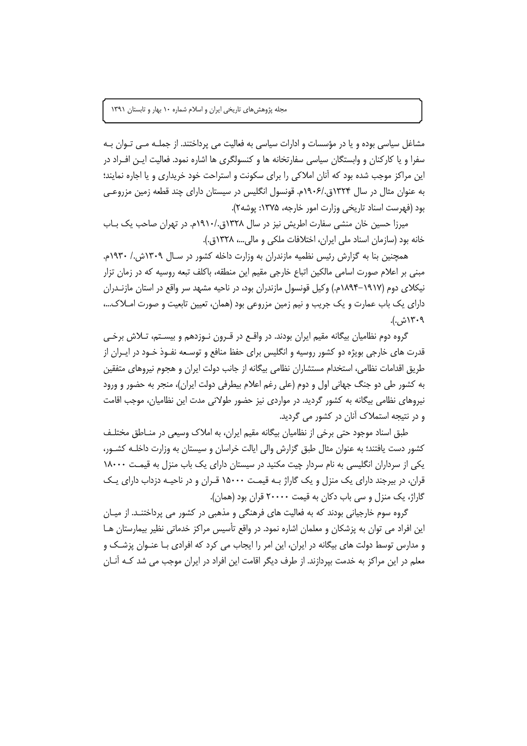مشاغل سیاسی بوده و یا در مؤسسات و ادارات سیاسی به فعالیت می پرداختند. از جمله می توان به سفرا و یا کارکنان و وابستگان سیاسی سفارتخانه ها و کنسولگری ها اشاره نمود. فعالیت این افراد در این مراکز موجب شده بود که آنان املاکی را برای سکونت و استراحت خود خریداری و یا اجاره نمایند؛ به عنوان مثال در سال ۱۳۲۴ق./۱۹۰۶م. قونسول انگلیس در سیستان دارای چند قطعه زمین مزروعی بود (فهرست اسناد تاریخی وزارت امور خارجه، ۱۳۷۵: پوشه۲).

میرزا حسین خان منشی سفارت اطریش نیز در سال ۱۳۲۸ق./۱۹۱۰م. در تهران صاحب یک باب خانه بود (سازمان اسناد ملی ایران، اختلافات ملکی و مالی...، ۱۳۲۸ق.).

همچنین بنا به گزارش رئیس نظمیه مازندران به وزارت داخله کشور در سال ۱۳۰۹ش./ ۱۹۳۰م. مبنی بر اعلام صورت اسامی مالکین اتباع خارجی مقیم این منطقه، باکلف تبعه روسیه که در زمان تزار نیکلای دوم (۱۹۱۷-۱۸۹۴م.) وکیل قونسول مازندران بود، در ناحیه مشهد سر واقع در استان مازندران دارای یک باب عمارت و یک جریب و نیم زمین مزروعی بود (همان، تعیین تابعیت و صورت املاک...، ۱۳۰۹ش.).

گروه دوم نظامیان بیگانه مقیم ایران بودند. در واقع در قرون نوزدهم و بیستم، تلاش برخی قدرت های خارجی بویژه دو کشور روسیه و انگلیس برای حفظ منافع و توسعه نفوذ خود در ایران از طریق اقدامات نظامی، استخدام مستشاران نظامی بیگانه از جانب دولت ایران و هجوم نیروهای متفقین به کشور طی دو جنگ جهانی اول و دوم (علی رغم اعلام بیطرفی دولت ایران)، منجر به حضور و ورود نیروهای نظامی بیگانه به کشور گردید. در مواردی نیز حضور طولانی مدت این نظامیان، موجب اقامت و در نتیجه استملاک آنان در کشور می گردید.

طبق اسناد موجود حتی برخی از نظامیان بیگانه مقیم ایران، به املاک وسیعی در مناطق مختلف کشور دست یافتند؛ به عنوان مثال طبق گزارش والی ایالت خراسان و سیستان به وزارت داخله کشور، یکی از سرداران انگلیسی به نام سردار چیت مکنید در سیستان دارای یک باب منزل به قیمت ۱۸۰۰۰ قران، در بیرجند دارای یک منزل و یک گاراژ به قیمت ۱۵۰۰۰ قران و در ناحیه دزداب دارای یک گاراژ، یک منزل و سی باب دکان به قیمت ۲۰۰۰۰ قران بود (همان).

گروه سوم خارجیانی بودند که به فعالیت های فرهنگی و مذهبی در کشور می پرداختند. از میان این افراد می توان به پزشکان و معلمان اشاره نمود. در واقع تأسیس مراکز خدماتی نظیر بیمارستان ها و مدارس توسط دولت های بیگانه در ایران، این امر را ایجاب می کرد که افرادی با عنوان پزشک و معلم در این مراکز به خدمت بپردازند. از طرف دیگر اقامت این افراد در ایران موجب می شد که آنان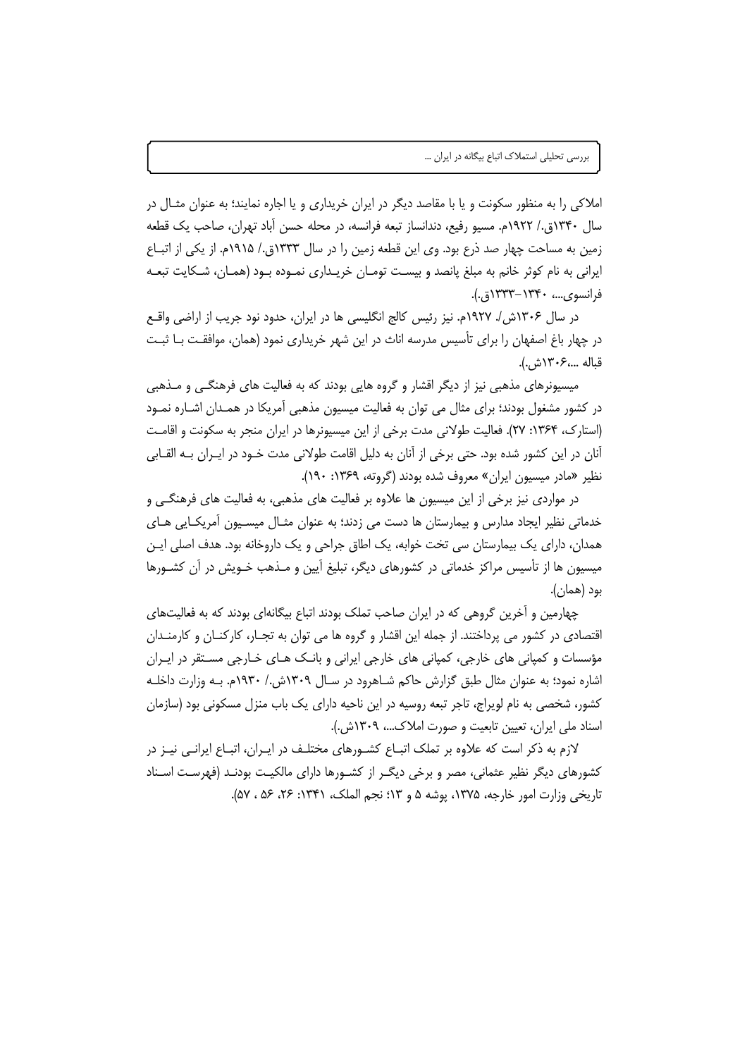املاکی را به منظور سکونت و یا با مقاصد دیگر در ایران خریداری و یا اجاره نمایند؛ به عنوان مثال در سال ۱۳۴۰ق./ ۱۹۲۲م. مسیو رفیع، دندانساز تبعه فرانسه، در محله حسن آباد تهران، صاحب یک قطعه زمین به مساحت چهار صد ذرع بود. وی این قطعه زمین را در سال ۱۳۳۳ق./ ۱۹۱۵م. از یکی از اتباع ایرانی به نام کوثر خانم به مبلغ پانصد و بیست تومان خریداری نموده بود (همان، شکایت تبعه فرانسوی...، ۱۳۴۰–۱۳۳۳ق.).

در سال ۱۳۰۶ش./ ۱۹۲۷م. نیز رئیس کالج انگلیسی ها در ایران، حدود نود جریب از اراضی واقع در چهار باغ اصفهان را برای تأسیس مدرسه اناث در این شهر خریداری نمود (همان، موافقت با ثبت قباله ...،۱۳۰۶ش.).

میسیونرهای مذهبی نیز از دیگر اقشار و گروه هایی بودند که به فعالیت های فرهنگی و مذهبی در کشور مشغول بودند؛ برای مثال می توان به فعالیت میسیون مذهبی آمریکا در همدان اشاره نمود (استارک، ۱۳۶۴: ۲۷). فعالیت طولانی مدت برخی از این میسیونرها در ایران منجر به سکونت و اقامت آنان در این کشور شده بود. حتی برخی از آنان به دلیل اقامت طولانی مدت خود در ایران به القابی نظیر «مادر میسیون ایران» معروف شده بودند (گروته، ۱۳۶۹: ۱۹۰).

در مواردی نیز برخی از این میسیون ها علاوه بر فعالیت های مذهبی، به فعالیت های فرهنگی و خدماتی نظیر ایجاد مدارس و بیمارستان ها دست می زدند؛ به عنوان مثال میسیون آمریکایی های همدان، دارای یک بیمارستان سی تخت خوابه، یک اطاق جراحی و یک داروخانه بود. هدف اصلی این میسیون ها از تأسیس مراکز خدماتی در کشورهای دیگر، تبلیغ آیین و مذهب خویش در آن کشورها بود (همان).

چهارمین و آخرین گروهی که در ایران صاحب تملک بودند اتباع بیگانه‌ای بودند که به فعالیت‌های اقتصادی در کشور می پرداختند. از جمله این اقشار و گروه ها می توان به تجار، کارکنان و کارمندان مؤسسات و کمپانی های خارجی، کمپانی های خارجی ایرانی و بانک های خارجی مستقر در ایران اشاره نمود؛ به عنوان مثال طبق گزارش حاکم شاهرود در سال ۱۳۰۹ش./ ۱۹۳۰م. به وزارت داخله کشور، شخصی به نام لویراج، تاجر تبعه روسیه در این ناحیه دارای یک باب منزل مسکونی بود (سازمان اسناد ملی ایران، تعیین تابعیت و صورت املاک...، ۱۳۰۹ش.).

لازم به ذکر است که علاوه بر تملک اتباع کشورهای مختلف در ایران، اتباع ایرانی نیز در کشورهای دیگر نظیر عثمانی، مصر و برخی دیگر از کشورها دارای مالکیت بودند (فهرست اسناد تاریخی وزارت امور خارجه، ۱۳۷۵، پوشه ۵ و ۱۳؛ نجم الملک، ۱۳۴۱: ۲۶، ۵۶ ، ۵۷).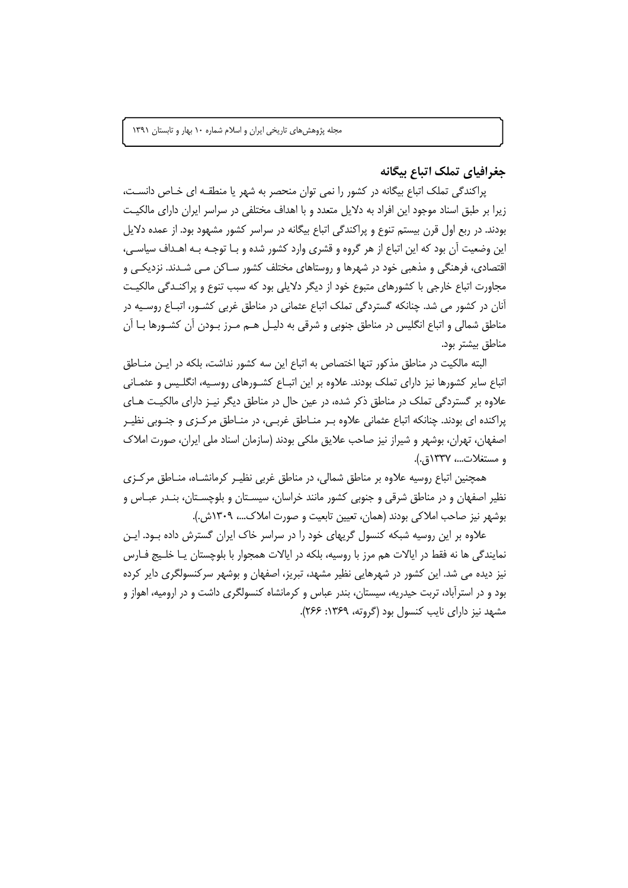## جغرافیای تملک اتباع بیگانه

پراکندگی تملک اتباع بیگانه در کشور را نمی توان منحصر به شهر یا منطقه ای خاص دانست، زیرا بر طبق اسناد موجود این افراد به دلایل متعدد و با اهداف مختلفی در سراسر ایران دارای مالکیت بودند. در ربع اول قرن بیستم تنوع و پراکندگی اتباع بیگانه در سراسر کشور مشهود بود. از عمده دلایل این وضعیت آن بود که این اتباع از هر گروه و قشری وارد کشور شده و با توجه به اهداف سیاسی، اقتصادی، فرهنگی و مذهبی خود در شهرها و روستاهای مختلف کشور ساکن می شدند. نزدیکی و مجاورت اتباع خارجی با کشورهای متبوع خود از دیگر دلایلی بود که سبب تنوع و پراکندگی مالکیت آنان در کشور می شد. چنانکه گستردگی تملک اتباع عثمانی در مناطق غربی کشور، اتباع روسیه در مناطق شمالی و اتباع انگلیس در مناطق جنوبی و شرقی به دلیل هم مرز بودن آن کشورها با آن مناطق بیشتر بود.

البته مالکیت در مناطق مذکور تنها اختصاص به اتباع این سه کشور نداشت، بلکه در این مناطق اتباع سایر کشورها نیز دارای تملک بودند. علاوه بر این اتباع کشورهای روسیه، انگلیس و عثمانی علاوه بر گستردگی تملک در مناطق ذکر شده، در عین حال در مناطق دیگر نیز دارای مالکیت های پراکنده ای بودند. چنانکه اتباع عثمانی علاوه بر مناطق غربی، در مناطق مرکزی و جنوبی نظیر اصفهان، تهران، بوشهر و شیراز نیز صاحب علایق ملکی بودند (سازمان اسناد ملی ایران، صورت املاک و مستغلات...، ۱۳۳۷ق.).

همچنین اتباع روسیه علاوه بر مناطق شمالی، در مناطق غربی نظیر کرمانشاه، مناطق مرکزی نظیر اصفهان و در مناطق شرقی و جنوبی کشور مانند خراسان، سیستان و بلوچستان، بندر عباس و بوشهر نیز صاحب املاکی بودند (همان، تعیین تابعیت و صورت املاک...، ۱۳۰۹ش.).

علاوه بر این روسیه شبکه کنسول گریهای خود را در سراسر خاک ایران گسترش داده بود. این نمایندگی ها نه فقط در ایالات هم مرز با روسیه، بلکه در ایالات همجوار با بلوچستان یا خلیج فارس نیز دیده می شد. این کشور در شهرهایی نظیر مشهد، تبریز، اصفهان و بوشهر سرکنسولگری دایر کرده بود و در استرآباد، تربت حیدریه، سیستان، بندر عباس و کرمانشاه کنسولگری داشت و در ارومیه، اهواز و مشهد نیز دارای نایب کنسول بود (گروته، ۱۳۶۹: ۲۶۶).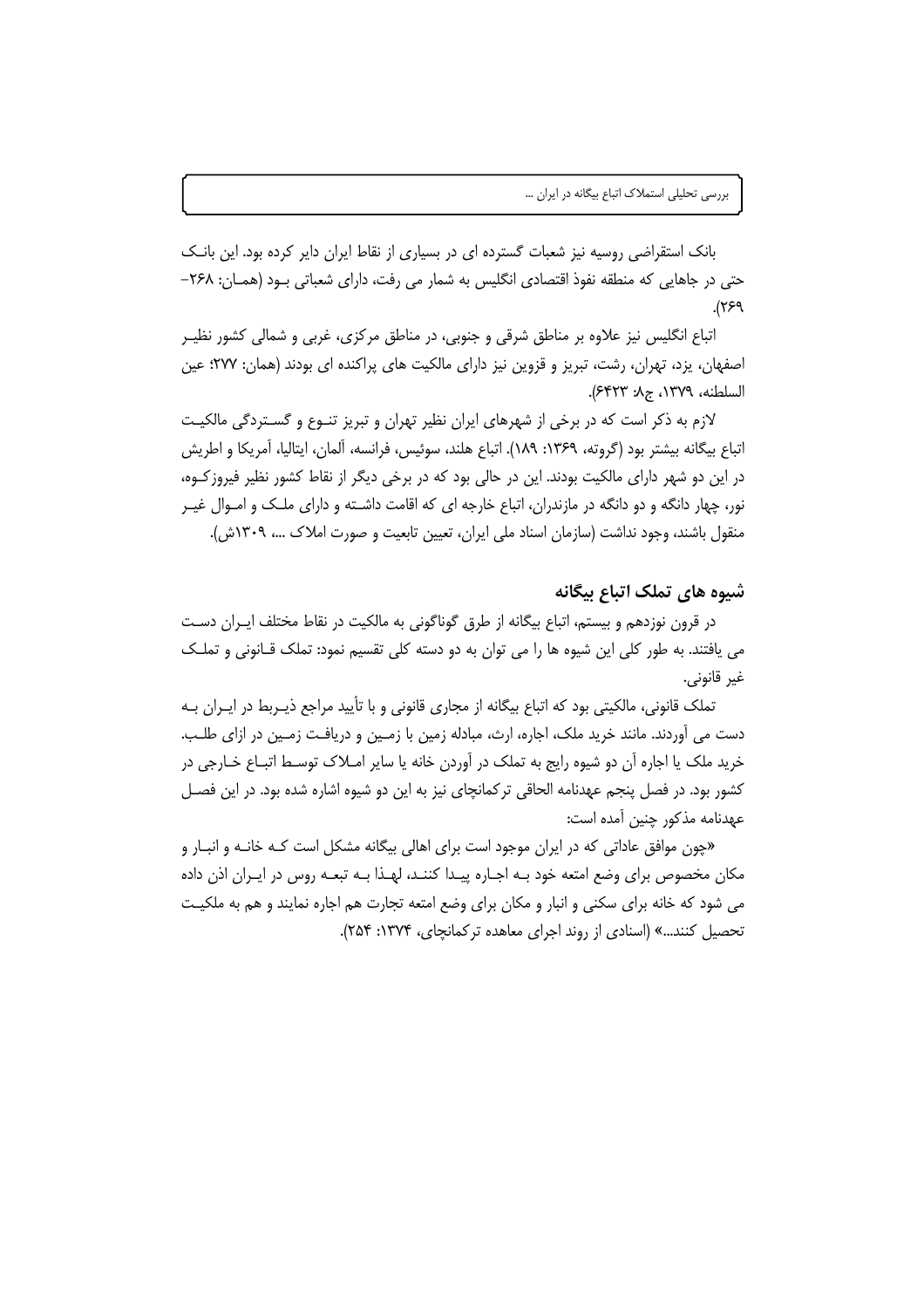بانک استقراضی روسیه نیز شعبات گسترده ای در بسیاری از نقاط ایران دایر کرده بود. این بانک حتی در جاهایی که منطقه نفوذ اقتصادی انگلیس به شمار می رفت، دارای شعباتی بود (همان: ۲۶۸-۲۶۹).

اتباع انگلیس نیز علاوه بر مناطق شرقی و جنوبی، در مناطق مرکزی، غربی و شمالی کشور نظیر اصفهان، یزد، تهران، رشت، تبریز و قزوین نیز دارای مالکیت های پراکنده ای بودند (همان: ۲۷۷؛ عین السلطنه، ۱۳۷۹، ج۸: ۶۴۲۳).

لازم به ذکر است که در برخی از شهرهای ایران نظیر تهران و تبریز تنوع و گستردگی مالکیت اتباع بیگانه بیشتر بود (گروته، ۱۳۶۹: ۱۸۹). اتباع هلند، سوئیس، فرانسه، آلمان، ایتالیا، آمریکا و اطریش در این دو شهر دارای مالکیت بودند. این در حالی بود که در برخی دیگر از نقاط کشور نظیر فیروزکوه، نور، چهار دانگه و دو دانگه در مازندران، اتباع خارجه ای که اقامت داشته و دارای ملک و اموال غیر منقول باشند، وجود نداشت (سازمان اسناد ملی ایران، تعیین تابعیت و صورت املاک ...، ۱۳۰۹ش).

## شیوه های تملک اتباع بیگانه

در قرون نوزدهم و بیستم، اتباع بیگانه از طرق گوناگونی به مالکیت در نقاط مختلف ایران دست می یافتند. به طور کلی این شیوه ها را می توان به دو دسته کلی تقسیم نمود: تملک قانونی و تملک غیر قانونی.

تملک قانونی، مالکیتی بود که اتباع بیگانه از مجاری قانونی و با تأیید مراجع ذیربط در ایران به دست می آوردند. مانند خرید ملک، اجاره، ارث، مبادله زمین با زمین و دریافت زمین در ازای طلب. خرید ملک یا اجاره آن دو شیوه رایج به تملک در آوردن خانه یا سایر املاک توسط اتباع خارجی در کشور بود. در فصل پنجم عهدنامه الحاقی ترکمانچای نیز به این دو شیوه اشاره شده بود. در این فصل عهدنامه مذکور چنین آمده است:

«چون موافق عاداتی که در ایران موجود است برای اهالی بیگانه مشکل است که خانه و انبار و مکان مخصوص برای وضع امتعه خود به اجاره پیدا کنند، لهذا به تبعه روس در ایران اذن داده می شود که خانه برای سکنی و انبار و مکان برای وضع امتعه تجارت هم اجاره نمایند و هم به ملکیت تحصیل کنند...» (اسنادی از روند اجرای معاهده ترکمانچای، ۱۳۷۴: ۲۵۴).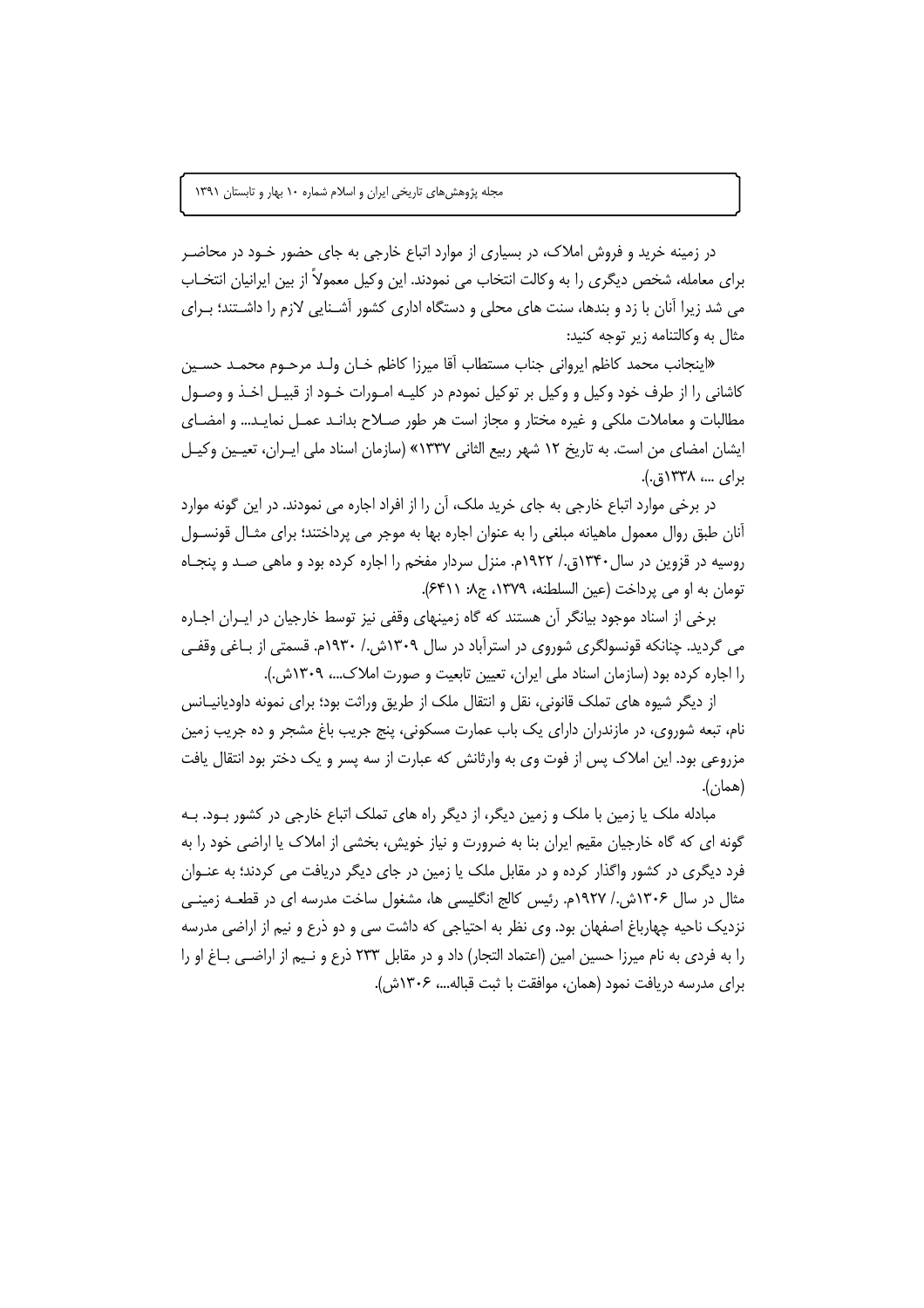در زمینه خرید و فروش املاک، در بسیاری از موارد اتباع خارجی به جای حضور خـود در محاضـر برای معامله، شخص دیگری را به وکالت انتخاب می نمودند. این وکیل معمولاً از بین ایرانیان انتخـاب می شد زیرا آنان با زد و بندها، سنت های محلی و دستگاه اداری کشور آشـنایی لازم را داشـتند؛ بـرای مثال به وکالتنامه زیر توجه کنید:

«اینجانب محمد کاظم ایروانی جناب مستطاب آقا میرزا کاظم خـان ولـد مرحـوم محمـد حسـین کاشانی را از طرف خود وکیل و وکیل بر توکیل نمودم در کلیـه امـورات خـود از قبیـل اخـذ و وصـول مطالبات و معاملات ملکی و غیره مختار و مجاز است هر طور صـلاح بدانـد عمـل نمایـد... و امضـای ایشان امضای من است. به تاریخ ۱۲ شهر ربیع الثانی ۱۳۳۷» (سازمان اسناد ملی ایـران، تعیـین وکیـل برای ...، ۱۳۳۸ق.).

در برخی موارد اتباع خارجی به جای خرید ملک، آن را از افراد اجاره می نمودند. در این گونه موارد آنان طبق روال معمول ماهیانه مبلغی را به عنوان اجاره بها به موجر می پرداختند؛ برای مثـال قونسـول روسیه در قزوین در سال ۱۳۴۰ق./ ۱۹۲۲م. منزل سردار مفخم را اجاره کرده بود و ماهی صـد و پنجـاه تومان به او می پرداخت (عین السلطنه، ۱۳۷۹، ج۸: ۶۴۱۱).

برخی از اسناد موجود بیانگر آن هستند که گاه زمینهای وقفی نیز توسط خارجیان در ایـران اجـاره می گردید. چنانکه قونسولگری شوروی در استرآباد در سال ۱۳۰۹ش./ ۱۹۳۰م. قسمتی از بـاغی وقفـی را اجاره کرده بود (سازمان اسناد ملی ایران، تعیین تابعیت و صورت املاک...، ۱۳۰۹ش.).

از دیگر شیوه های تملک قانونی، نقل و انتقال ملک از طریق وراثت بود؛ برای نمونه داودیانیـانس نام، تبعه شوروی، در مازندران دارای یک باب عمارت مسکونی، پنج جریب باغ مشجر و ده جریب زمین مزروعی بود. این املاک پس از فوت وی به وارثانش که عبارت از سه پسر و یک دختر بود انتقال یافت (همان).

مبادله ملک یا زمین با ملک و زمین دیگر، از دیگر راه های تملک اتباع خارجی در کشور بـود. بـه گونه ای که گاه خارجیان مقیم ایران بنا به ضرورت و نیاز خویش، بخشی از املاک یا اراضی خود را به فرد دیگری در کشور واگذار کرده و در مقابل ملک یا زمین در جای دیگر دریافت می کردند؛ به عنـوان مثال در سال ۱۳۰۶ش./ ۱۹۲۷م. رئیس کالج انگلیسی ها، مشغول ساخت مدرسه ای در قطعـه زمینـی نزدیک ناحیه چهارباغ اصفهان بود. وی نظر به احتیاجی که داشت سی و دو ذرع و نیم از اراضی مدرسه را به فردی به نام میرزا حسین امین (اعتماد التجار) داد و در مقابل ۲۳۳ ذرع و نـیم از اراضـی بـاغ او را برای مدرسه دریافت نمود (همان، موافقت با ثبت قباله...، ۱۳۰۶ش).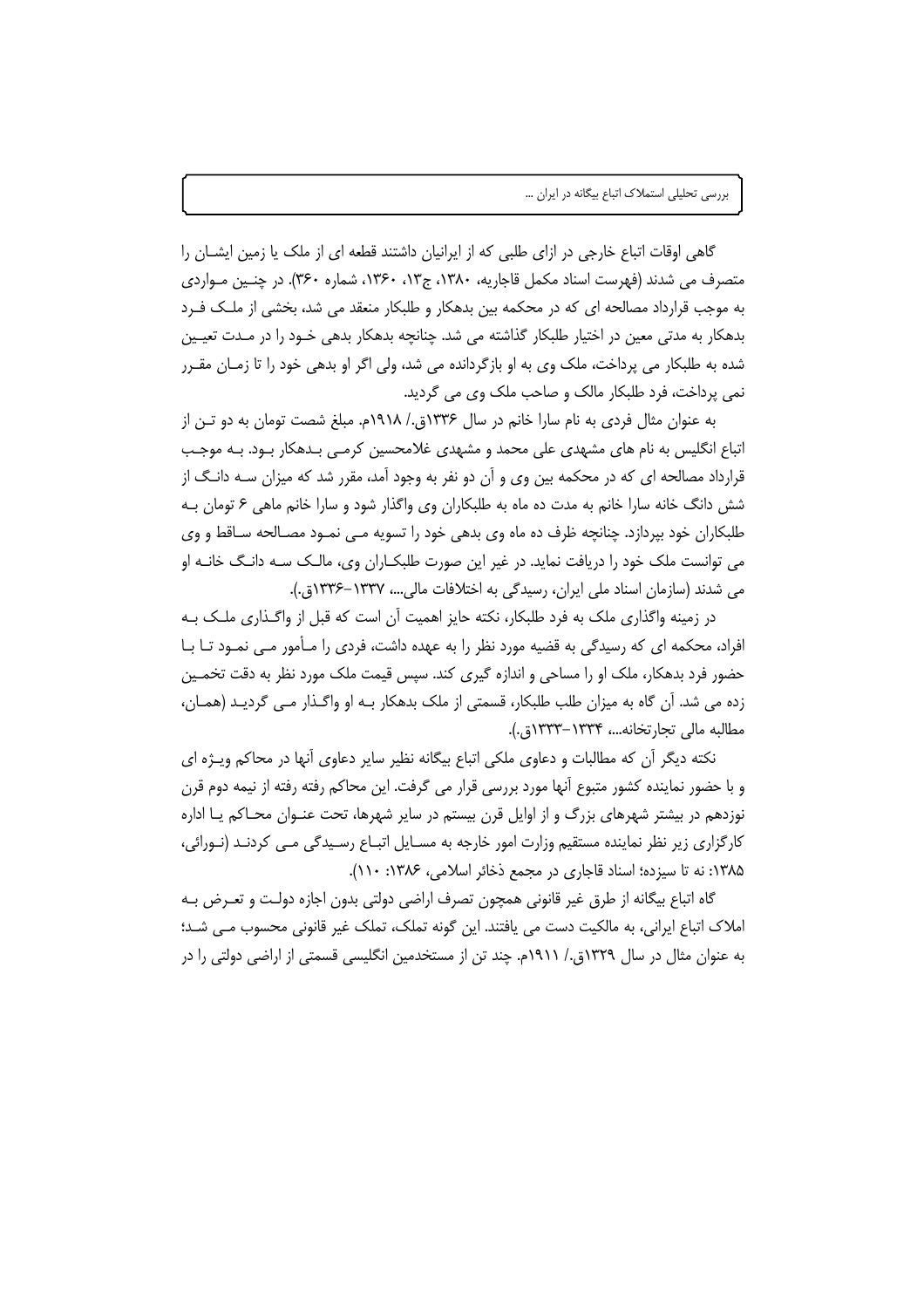گاهی اوقات اتباع خارجی در ازای طلبی که از ایرانیان داشتند قطعه ای از ملک یا زمین ایشـان را متصرف می شدند (فهرست اسناد مکمل قاجاریه، ۱۳۸۰، ج۱۳، ۱۳۶۰، شماره ۳۶۰). در چنـین مـواردی به موجب قرارداد مصالحه ای که در محکمه بین بدهکار و طلبکار منعقد می شد، بخشی از ملـک فـرد بدهکار به مدتی معین در اختیار طلبکار گذاشته می شد. چنانچه بدهکار بدهی خـود را در مـدت تعیـین شده به طلبکار می پرداخت، ملک وی به او بازگردانده می شد، ولی اگر او بدهی خود را تا زمـان مقـرر نمی پرداخت، فرد طلبکار مالک و صاحب ملک وی می گردید.

به عنوان مثال فردی به نام سارا خانم در سال ۱۳۳۶ق./ ۱۹۱۸م. مبلغ شصت تومان به دو تـن از اتباع انگلیس به نام های مشهدی علی محمد و مشهدی غلامحسین کرمـی بـدهکار بـود. بـه موجـب قرارداد مصالحه ای که در محکمه بین وی و آن دو نفر به وجود آمد، مقرر شد که میزان سـه دانـگ از شش دانگ خانه سارا خانم به مدت ده ماه به طلبکاران وی واگذار شود و سارا خانم ماهی ۶ تومان بـه طلبکاران خود بپردازد. چنانچه ظرف ده ماه وی بدهی خود را تسویه مـی نمـود مصـالحه سـاقط و وی می توانست ملک خود را دریافت نماید. در غیر این صورت طلبکـاران وی، مالـک سـه دانـگ خانـه او می شدند (سازمان اسناد ملی ایران، رسیدگی به اختلافات مالی...، ۱۳۳۷-۱۳۳۶ق.).

در زمینه واگذاری ملک به فرد طلبکار، نکته حایز اهمیت آن است که قبل از واگـذاری ملـک بـه افراد، محکمه ای که رسیدگی به قضیه مورد نظر را به عهده داشت، فردی را مـأمور مـی نمـود تـا بـا حضور فرد بدهکار، ملک او را مساحی و اندازه گیری کند. سپس قیمت ملک مورد نظر به دقت تخمـین زده می شد. آن گاه به میزان طلب طلبکار، قسمتی از ملک بدهکار بـه او واگـذار مـی گردیـد (همـان، مطالبه مالی تجارتخانه...، ۱۳۳۴-۱۳۳۳ق.).

نکته دیگر آن که مطالبات و دعاوی ملکی اتباع بیگانه نظیر سایر دعاوی آنها در محاکم ویـژه ای و با حضور نماینده کشور متبوع آنها مورد بررسی قرار می گرفت. این محاکم رفته رفته از نیمه دوم قرن نوزدهم در بیشتر شهرهای بزرگ و از اوایل قرن بیستم در سایر شهرها، تحت عنـوان محـاکم یـا اداره کارگزاری زیر نظر نماینده مستقیم وزارت امور خارجه به مسـایل اتبـاع رسـیدگی مـی کردنـد (نـورائی، ۱۳۸۵: نه تا سیزده؛ اسناد قاجاری در مجمع ذخائر اسلامی، ۱۳۸۶: ۱۱۰).

گاه اتباع بیگانه از طرق غیر قانونی همچون تصرف اراضی دولتی بدون اجازه دولـت و تعـرض بـه املاک اتباع ایرانی، به مالکیت دست می یافتند. این گونه تملک، تملک غیر قانونی محسوب مـی شـد؛ به عنوان مثال در سال ۱۳۲۹ق./ ۱۹۱۱م. چند تن از مستخدمین انگلیسی قسمتی از اراضی دولتی را در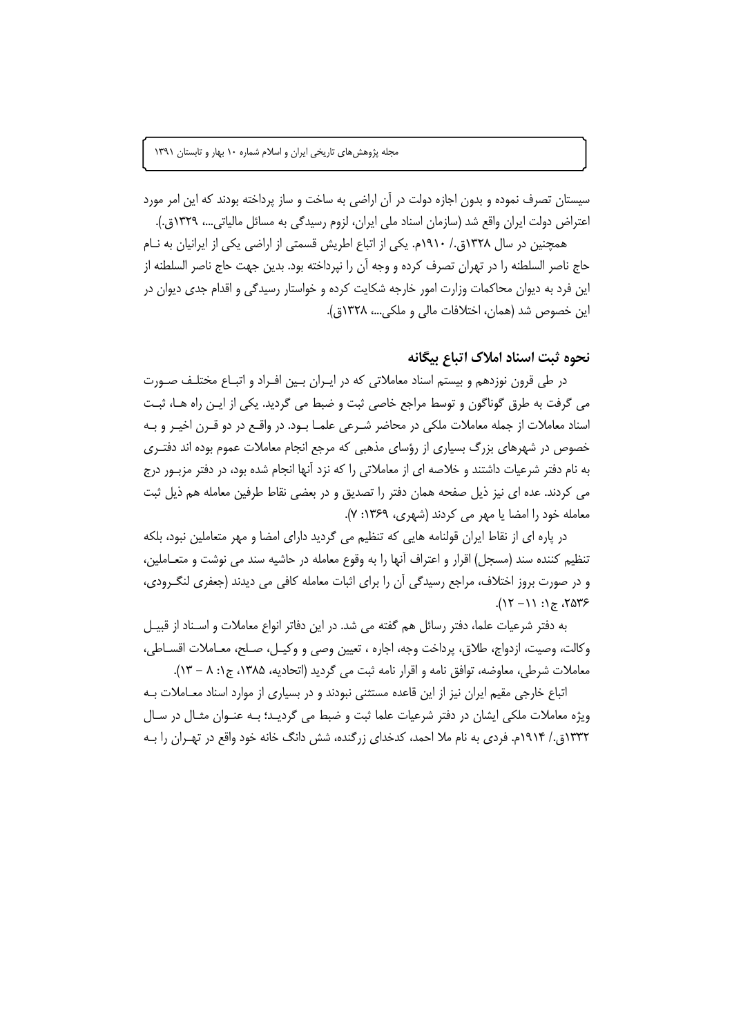سیستان تصرف نموده و بدون اجازه دولت در آن اراضی به ساخت و ساز پرداخته بودند که این امر مورد اعتراض دولت ایران واقع شد (سازمان اسناد ملی ایران، لزوم رسیدگی به مسائل مالیاتی...، ۱۳۲۹ق.).

همچنین در سال ۱۳۲۸ق./ ۱۹۱۰م. یکی از اتباع اطریش قسمتی از اراضی یکی از ایرانیان به نـام حاج ناصر السلطنه را در تهران تصرف کرده و وجه آن را نپرداخته بود. بدین جهت حاج ناصر السلطنه از این فرد به دیوان محاکمات وزارت امور خارجه شکایت کرده و خواستار رسیدگی و اقدام جدی دیوان در این خصوص شد (همان، اختلافات مالی و ملکی...، ۱۳۲۸ق).

## نحوه ثبت اسناد املاک اتباع بیگانه

در طی قرون نوزدهم و بیستم اسناد معاملاتی که در ایـران بـین افـراد و اتبـاع مختلـف صـورت می گرفت به طرق گوناگون و توسط مراجع خاصی ثبت و ضبط می گردید. یکی از ایـن راه هـا، ثبـت اسناد معاملات از جمله معاملات ملکی در محاضر شـرعی علمـا بـود. در واقـع در دو قـرن اخیـر و بـه خصوص در شهرهای بزرگ بسیاری از رؤسای مذهبی که مرجع انجام معاملات عموم بوده اند دفتـری به نام دفتر شرعیات داشتند و خلاصه ای از معاملاتی را که نزد آنها انجام شده بود، در دفتر مزبـور درج می کردند. عده ای نیز ذیل صفحه همان دفتر را تصدیق و در بعضی نقاط طرفین معامله هم ذیل ثبت معامله خود را امضا یا مهر می کردند (شهری، ۱۳۶۹: ۷).

در پاره ای از نقاط ایران قولنامه هایی که تنظیم می گردید دارای امضا و مهر متعاملین نبود، بلکه تنظیم کننده سند (مسجل) اقرار و اعتراف آنها را به وقوع معامله در حاشیه سند می نوشت و متعـاملین، و در صورت بروز اختلاف، مراجع رسیدگی آن را برای اثبات معامله کافی می دیدند (جعفری لنگـرودی، ۲۵۳۶، ج۱: ۱۱– ۱۲).

به دفتر شرعیات علما، دفتر رسائل هم گفته می شد. در این دفاتر انواع معاملات و اسـناد از قبیـل وکالت، وصیت، ازدواج، طلاق، پرداخت وجه، اجاره ، تعیین وصی و وکیـل، صـلح، معـاملات اقسـاطی، معاملات شرطی، معاوضه، توافق نامه و اقرار نامه ثبت می گردید (اتحادیه، ۱۳۸۵، ج۱: ۸ – ۱۳).

اتباع خارجی مقیم ایران نیز از این قاعده مستثنی نبودند و در بسیاری از موارد اسناد معـاملات بـه ویژه معاملات ملکی ایشان در دفتر شرعیات علما ثبت و ضبط می گردیـد؛ بـه عنـوان مثـال در سـال ۱۳۳۲ق./ ۱۹۱۴م. فردی به نام ملا احمد، کدخدای زرگنده، شش دانگ خانه خود واقع در تهـران را بـه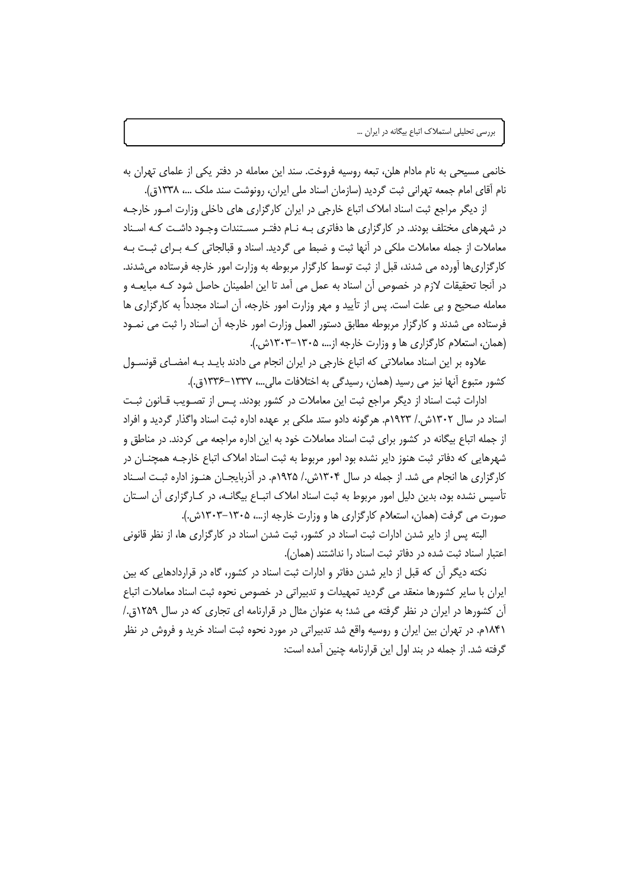خانمی مسیحی به نام مادام هلن، تبعه روسیه فروخت. سند این معامله در دفتر یکی از علمای تهران به نام آقای امام جمعه تهرانی ثبت گردید (سازمان اسناد ملی ایران، رونوشت سند ملک ...، ۱۳۳۸ق).

از دیگر مراجع ثبت اسناد املاک اتباع خارجی در ایران کارگزاری های داخلی وزارت امور خارجه در شهرهای مختلف بودند. در کارگزاری ها دفاتری به نام دفتر مستندات وجود داشت که اسناد معاملات از جمله معاملات ملکی در آنها ثبت و ضبط می گردید. اسناد و قبالجاتی که برای ثبت به کارگزاری‌ها آورده می شدند، قبل از ثبت توسط کارگزار مربوطه به وزارت امور خارجه فرستاده می‌شدند. در آنجا تحقیقات لازم در خصوص آن اسناد به عمل می آمد تا این اطمینان حاصل شود که مبایعه و معامله صحیح و بی علت است. پس از تأیید و مهر وزارت امور خارجه، آن اسناد مجدداً به کارگزاری ها فرستاده می شدند و کارگزار مربوطه مطابق دستور العمل وزارت امور خارجه آن اسناد را ثبت می نمود (همان، استعلام کارگزاری ها و وزارت خارجه از...، ۱۳۰۵-۱۳۰۳ش.).

علاوه بر این اسناد معاملاتی که اتباع خارجی در ایران انجام می دادند باید به امضای قونسول کشور متبوع آنها نیز می رسید (همان، رسیدگی به اختلافات مالی...، ۱۳۳۷-۱۳۳۶ق.).

ادارات ثبت اسناد از دیگر مراجع ثبت این معاملات در کشور بودند. پس از تصویب قانون ثبت اسناد در سال ۱۳۰۲ش./ ۱۹۲۳م. هرگونه دادو ستد ملکی بر عهده اداره ثبت اسناد واگذار گردید و افراد از جمله اتباع بیگانه در کشور برای ثبت اسناد معاملات خود به این اداره مراجعه می کردند. در مناطق و شهرهایی که دفاتر ثبت هنوز دایر نشده بود امور مربوط به ثبت اسناد املاک اتباع خارجه همچنان در کارگزاری ها انجام می شد. از جمله در سال ۱۳۰۴ش./ ۱۹۲۵م. در آذربایجان هنوز اداره ثبت اسناد تأسیس نشده بود، بدین دلیل امور مربوط به ثبت اسناد املاک اتباع بیگانه، در کارگزاری آن استان صورت می گرفت (همان، استعلام کارگزاری ها و وزارت خارجه از...، ۱۳۰۵-۱۳۰۳ش.).

البته پس از دایر شدن ادارات ثبت اسناد در کشور، ثبت شدن اسناد در کارگزاری ها، از نظر قانونی اعتبار اسناد ثبت شده در دفاتر ثبت اسناد را نداشتند (همان).

نکته دیگر آن که قبل از دایر شدن دفاتر و ادارات ثبت اسناد در کشور، گاه در قراردادهایی که بین ایران با سایر کشورها منعقد می گردید تمهیدات و تدبیراتی در خصوص نحوه ثبت اسناد معاملات اتباع آن کشورها در ایران در نظر گرفته می شد؛ به عنوان مثال در قرارنامه ای تجاری که در سال ۱۲۵۹ق./ ۱۸۴۱م. در تهران بین ایران و روسیه واقع شد تدبیراتی در مورد نحوه ثبت اسناد خرید و فروش در نظر گرفته شد. از جمله در بند اول این قرارنامه چنین آمده است: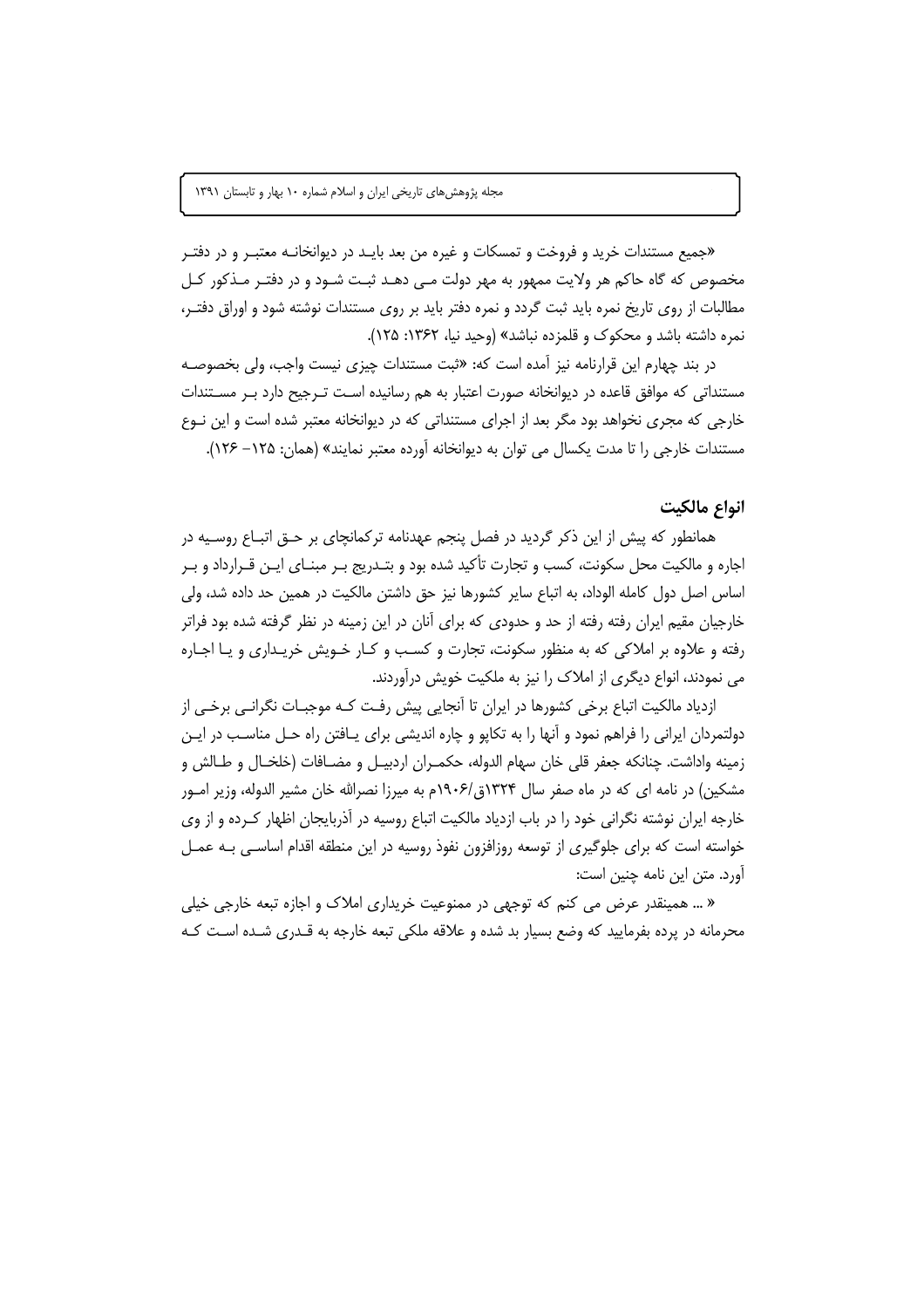«جمیع مستندات خرید و فروخت و تمسکات و غیره من بعد باید در دیوانخانه معتبر و در دفتر مخصوص که گاه گاه حاکم هر ولایت ممهور به مهر دولت می دهد ثبت شود و در دفتر مذکور کل مطالبات از روی تاریخ نمره باید ثبت گردد و نمره دفتر باید بر روی مستندات نوشته شود و اوراق دفتر، نمره داشته باشد و محکوک و قلمزده نباشد» (وحید نیا، ۱۳۶۲: ۱۲۵).

در بند چهارم این قرارنامه نیز آمده است که: «ثبت مستندات چیزی نیست واجب، ولی بخصوصه مستنداتی که موافق قاعده در دیوانخانه صورت اعتبار به هم رسانیده است ترجیح دارد بر مستندات خارجی که مجری نخواهد بود مگر بعد از اجرای مستنداتی که در دیوانخانه معتبر شده است و این نوع مستندات خارجی را تا مدت یکسال می توان به دیوانخانه آورده معتبر نمایند» (همان: ۱۲۵– ۱۲۶).

## انواع مالکیت

همانطور که پیش از این ذکر گردید در فصل پنجم عهدنامه ترکمانچای بر حق اتباع روسیه در اجاره و مالکیت محل سکونت، کسب و تجارت تأکید شده بود و بتدریج بر مبنای این قرارداد و بر اساس اصل دول کامله الوداد، به اتباع سایر کشورها نیز حق داشتن مالکیت در همین حد داده شد، ولی خارجیان مقیم ایران رفته رفته از حد و حدودی که برای آنان در این زمینه در نظر گرفته شده بود فراتر رفته و علاوه بر املاکی که به منظور سکونت، تجارت و کسب و کار خویش خریداری و یا اجاره می نمودند، انواع دیگری از املاک را نیز به ملکیت خویش درآوردند.

ازدیاد مالکیت اتباع برخی کشورها در ایران تا آنجایی پیش رفت که موجبات نگرانی برخی از دولتمردان ایرانی را فراهم نمود و آنها را به تکاپو و چاره اندیشی برای یافتن راه حل مناسب در این زمینه واداشت. چنانکه جعفر قلی خان سهام الدوله، حکمران اردبیل و مضافات (خلخال و طالش و مشکین) در نامه ای که در ماه صفر سال ۱۳۲۴ق/۱۹۰۶م به میرزا نصرالله خان مشیر الدوله، وزیر امور خارجه ایران نوشته نگرانی خود را در باب ازدیاد مالکیت اتباع روسیه در آذربایجان اظهار کرده و از وی خواسته است که برای جلوگیری از توسعه روزافزون نفوذ روسیه در این منطقه اقدام اساسی به عمل آورد. متن این نامه چنین است:

« ... همینقدر عرض می کنم که توجهی در ممنوعیت خریداری املاک و اجازه تبعه خارجی خیلی محرمانه در پرده بفرمایید که وضع بسیار بد شده و علاقه ملکی تبعه خارجه به قدری شده است که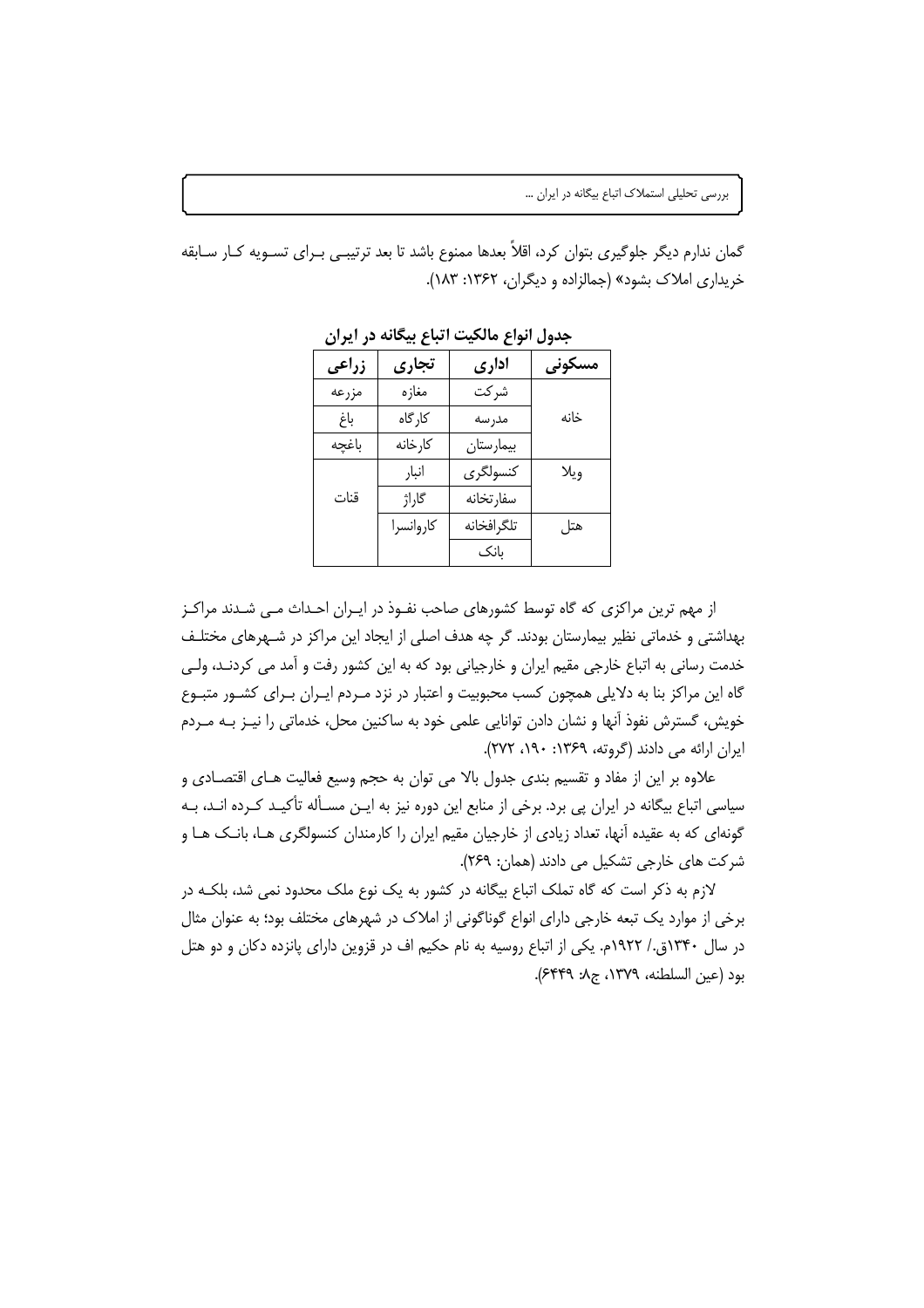گمان ندارم دیگر جلوگیری بتوان کرد، اقلاً بعدها ممنوع باشد تا بعد ترتیبی برای تسویه کار سابقه خریداری املاک بشود» (جمالزاده و دیگران، ۱۳۶۲: ۱۸۳).

**جدول انواع مالکیت اتباع بیگانه در ایران**

| مسکونی | اداری | تجاری | زراعی |
|---|---|---|---|
| | شرکت | مغازه | مزرعه |
| خانه | مدرسه | کارگاه | باغ |
| | بیمارستان | کارخانه | باغچه |
| ویلا | کنسولگری | انبار | |
| | سفارتخانه | گاراژ | قنات |
| هتل | تلگرافخانه | کاروانسرا | |
| | بانک | | |

از مهم ترین مراکزی که گاه توسط کشورهای صاحب نفوذ در ایران احداث می شدند مراکز بهداشتی و خدماتی نظیر بیمارستان بودند. گر چه هدف اصلی از ایجاد این مراکز در شهرهای مختلف خدمت رسانی به اتباع خارجی مقیم ایران و خارجیانی بود که به این کشور رفت و آمد می کردند، ولی گاه این مراکز بنا به دلایلی همچون کسب محبوبیت و اعتبار در نزد مردم ایران برای کشور متبوع خویش، گسترش نفوذ آنها و نشان دادن توانایی علمی خود به ساکنین محل، خدماتی را نیز به مردم ایران ارائه می دادند (گروته، ۱۳۶۹: ۱۹۰، ۲۷۲).

علاوه بر این از مفاد و تقسیم بندی جدول بالا می توان به حجم وسیع فعالیت های اقتصادی و سیاسی اتباع بیگانه در ایران پی برد. برخی از منابع این دوره نیز به این مسأله تأکید کرده اند، به گونه‌ای که به عقیده آنها، تعداد زیادی از خارجیان مقیم ایران را کارمندان کنسولگری ها، بانک ها و شرکت های خارجی تشکیل می دادند (همان: ۲۶۹).

لازم به ذکر است که گاه تملک اتباع بیگانه در کشور به یک نوع ملک محدود نمی شد، بلکه در برخی از موارد یک تبعه خارجی دارای انواع گوناگونی از املاک در شهرهای مختلف بود؛ به عنوان مثال در سال ۱۳۴۰ق./ ۱۹۲۲م. یکی از اتباع روسیه به نام حکیم اف در قزوین دارای پانزده دکان و دو هتل بود (عین السلطنه، ۱۳۷۹، ج۸: ۶۴۴۹).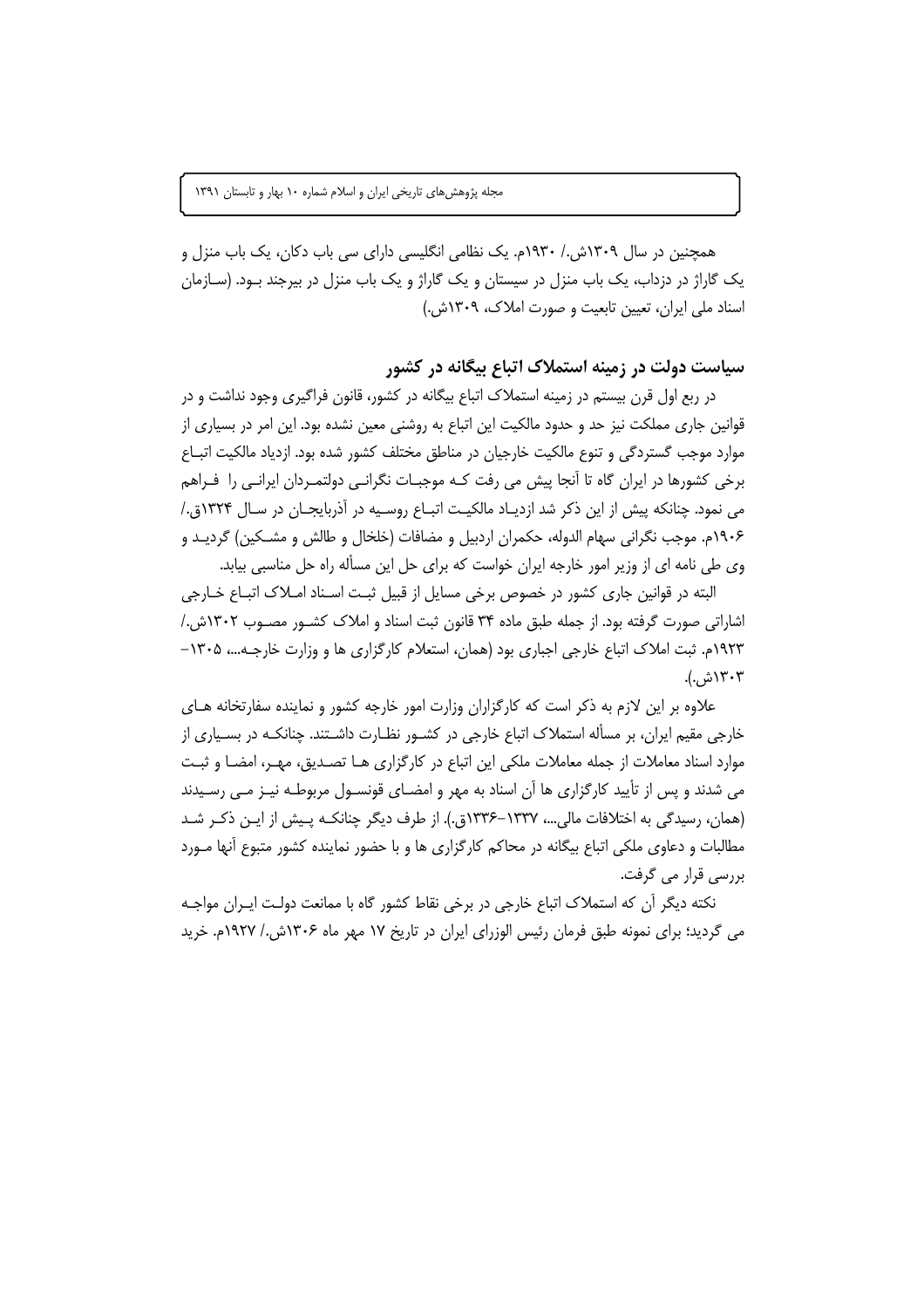همچنین در سال ۱۳۰۹ش./ ۱۹۳۰م. یک نظامی انگلیسی دارای سی باب دکان، یک باب منزل و یک گاراژ در دزداب، یک باب منزل در سیستان و یک گاراژ و یک باب منزل در بیرجند بود. (سازمان اسناد ملی ایران، تعیین تابعیت و صورت املاک، ۱۳۰۹ش.)

## سیاست دولت در زمینه استملاک اتباع بیگانه در کشور

در ربع اول قرن بیستم در زمینه استملاک اتباع بیگانه در کشور، قانون فراگیری وجود نداشت و در قوانین جاری مملکت نیز حد و حدود مالکیت این اتباع به روشنی معین نشده بود. این امر در بسیاری از موارد موجب گستردگی و تنوع مالکیت خارجیان در مناطق مختلف کشور شده بود. ازدیاد مالکیت اتباع برخی کشورها در ایران گاه تا آنجا پیش می رفت که موجبات نگرانی دولتمردان ایرانی را فراهم می نمود. چنانکه پیش از این ذکر شد ازدیاد مالکیت اتباع روسیه در آذربایجان در سال ۱۳۲۴ق./ ۱۹۰۶م. موجب نگرانی سهام الدوله، حکمران اردبیل و مضافات (خلخال و طالش و مشکین) گردید و وی طی نامه ای از وزیر امور خارجه ایران خواست که برای حل این مسأله راه حل مناسبی بیابد.

البته در قوانین جاری کشور در خصوص برخی مسایل از قبیل ثبت اسناد املاک اتباع خارجی اشاراتی صورت گرفته بود. از جمله طبق ماده ۳۴ قانون ثبت اسناد و املاک کشور مصوب ۱۳۰۲ش./ ۱۹۲۳م. ثبت املاک اتباع خارجی اجباری بود (همان، استعلام کارگزاری ها و وزارت خارجه... ۱۳۰۵–۱۳۰۳ش.).

علاوه بر این لازم به ذکر است که کارگزاران وزارت امور خارجه کشور و نماینده سفارتخانه های خارجی مقیم ایران، بر مسأله استملاک اتباع خارجی در کشور نظارت داشتند. چنانکه در بسیاری از موارد اسناد معاملات از جمله معاملات ملکی این اتباع در کارگزاری ها تصدیق، مهر، امضا و ثبت می شدند و پس از تأیید کارگزاری ها آن اسناد به مهر و امضای قونسول مربوطه نیز می رسیدند (همان، رسیدگی به اختلافات مالی... ۱۳۳۷–۱۳۳۶ق.). از طرف دیگر چنانکه پیش از این ذکر شد مطالبات و دعاوی ملکی اتباع بیگانه در محاکم کارگزاری ها و با حضور نماینده کشور متبوع آنها مورد بررسی قرار می گرفت.

نکته دیگر آن که استملاک اتباع خارجی در برخی نقاط کشور گاه با ممانعت دولت ایران مواجه می گردید؛ برای نمونه طبق فرمان رئیس الوزرای ایران در تاریخ ۱۷ مهر ماه ۱۳۰۶ش./ ۱۹۲۷م. خرید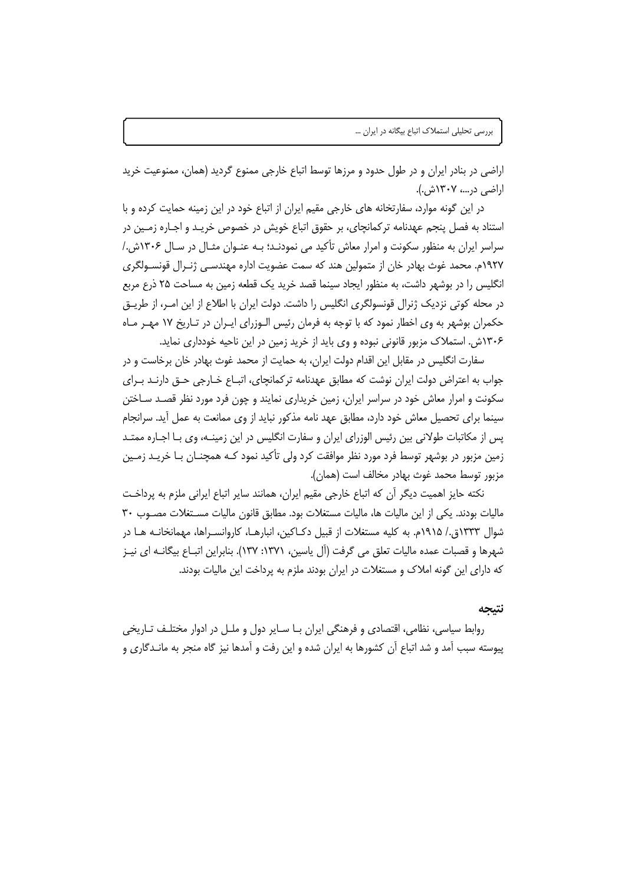اراضی در بنادر ایران و در طول حدود و مرزها توسط اتباع خارجی ممنوع گردید (همان، ممنوعیت خرید اراضی در...، ۱۳۰۷ش.).

در این گونه موارد، سفارتخانه های خارجی مقیم ایران از اتباع خود در این زمینه حمایت کرده و با استناد به فصل پنجم عهدنامه ترکمانچای، بر حقوق اتباع خویش در خصوص خرید و اجاره زمین در سراسر ایران به منظور سکونت و امرار معاش تأکید می نمودند؛ به عنوان مثال در سال ۱۳۰۶ش./ ۱۹۲۷م. محمد غوث بهادر خان از متمولین هند که سمت عضویت اداره مهندسی ژنرال قونسولگری انگلیس را در بوشهر داشت، به منظور ایجاد سینما قصد خرید یک قطعه زمین به مساحت ۲۵ ذرع مربع در محله کوتی نزدیک ژنرال قونسولگری انگلیس را داشت. دولت ایران با اطلاع از این امر، از طریق حکمران بوشهر به وی اخطار نمود که با توجه به فرمان رئیس الوزرای ایران در تاریخ ۱۷ مهر ماه ۱۳۰۶ش. استملاک مزبور قانونی نبوده و وی باید از خرید زمین در این ناحیه خودداری نماید.

سفارت انگلیس در مقابل این اقدام دولت ایران، به حمایت از محمد غوث بهادر خان برخاست و در جواب به اعتراض دولت ایران نوشت که مطابق عهدنامه ترکمانچای، اتباع خارجی حق دارند برای سکونت و امرار معاش خود در سراسر ایران، زمین خریداری نمایند و چون فرد مورد نظر قصد ساختن سینما برای تحصیل معاش خود دارد، مطابق عهد نامه مذکور نباید از وی ممانعت به عمل آید. سرانجام پس از مکاتبات طولانی بین رئیس الوزرای ایران و سفارت انگلیس در این زمینه، وی با اجاره ممتد زمین مزبور در بوشهر توسط فرد مورد نظر موافقت کرد ولی تأکید نمود که همچنان با خرید زمین مزبور توسط محمد غوث بهادر مخالف است (همان).

نکته حایز اهمیت دیگر آن که اتباع خارجی مقیم ایران، همانند سایر اتباع ایرانی ملزم به پرداخت مالیات بودند. یکی از این مالیات ها، مالیات مستغلات بود. مطابق قانون مالیات مستغلات مصوب ۳۰ شوال ۱۳۳۳ق./ ۱۹۱۵م. به کلیه مستغلات از قبیل دکاکین، انبارها، کاروانسراها، مهمانخانه ها در شهرها و قصبات عمده مالیات تعلق می گرفت (آل یاسین، ۱۳۷۱: ۱۳۷). بنابراین اتباع بیگانه ای نیز که دارای این گونه املاک و مستغلات در ایران بودند ملزم به پرداخت این مالیات بودند.

## نتیجه

روابط سیاسی، نظامی، اقتصادی و فرهنگی ایران با سایر دول و ملل در ادوار مختلف تاریخی پیوسته سبب آمد و شد اتباع آن کشورها به ایران شده و این رفت و آمدها نیز گاه منجر به ماندگاری و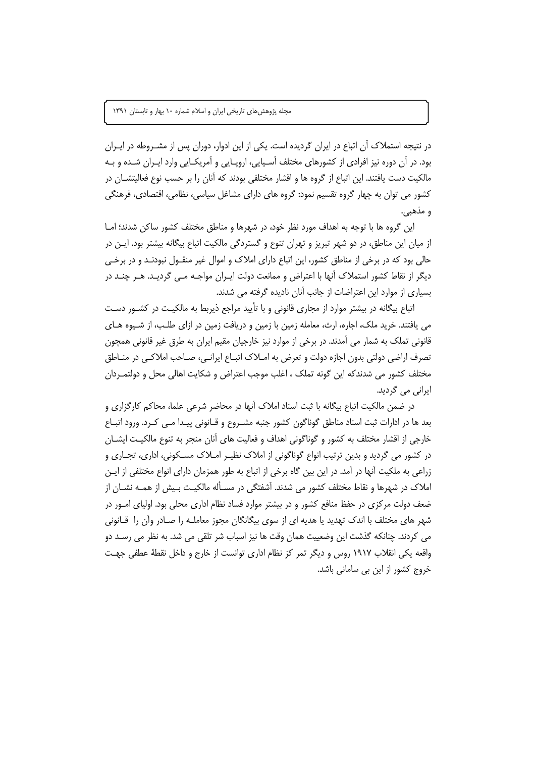در نتیجه استملاک آن اتباع در ایران گردیده است. یکی از این ادوار، دوران پس از مشروطه در ایران بود. در آن دوره نیز افرادی از کشورهای مختلف آسیایی، اروپایی و آمریکایی وارد ایران شده و به مالکیت دست یافتند. این اتباع از گروه ها و اقشار مختلفی بودند که آنان را بر حسب نوع فعالیتشان در کشور می توان به چهار گروه تقسیم نمود: گروه های دارای مشاغل سیاسی، نظامی، اقتصادی، فرهنگی و مذهبی.

این گروه ها با توجه به اهداف مورد نظر خود، در شهرها و مناطق مختلف کشور ساکن شدند؛ اما از میان این مناطق، در دو شهر تبریز و تهران تنوع و گستردگی مالکیت اتباع بیگانه بیشتر بود. این در حالی بود که در برخی از مناطق کشور، این اتباع دارای املاک و اموال غیر منقول نبودند و در برخی دیگر از نقاط کشور استملاک آنها با اعتراض و ممانعت دولت ایران مواجه می گردید. هر چند در بسیاری از موارد این اعتراضات از جانب آنان نادیده گرفته می شدند.

اتباع بیگانه در بیشتر موارد از مجاری قانونی و با تأیید مراجع ذیربط به مالکیت در کشور دست می یافتند. خرید ملک، اجاره، ارث، معامله زمین با زمین و دریافت زمین در ازای طلب، از شیوه های قانونی تملک به شمار می آمدند. در برخی از موارد نیز خارجیان مقیم ایران به طرق غیر قانونی همچون تصرف اراضی دولتی بدون اجازه دولت و تعرض به املاک اتباع ایرانی، صاحب املاکی در مناطق مختلف کشور می شدندکه این گونه تملک ، اغلب موجب اعتراض و شکایت اهالی محل و دولتمردان ایرانی می گردید.

در ضمن مالکیت اتباع بیگانه با ثبت اسناد املاک آنها در محاضر شرعی علما، محاکم کارگزاری و بعد ها در ادارات ثبت اسناد مناطق گوناگون کشور جنبه مشروع و قانونی پیدا می کرد. ورود اتباع خارجی از اقشار مختلف به کشور و گوناگونی اهداف و فعالیت های آنان منجر به تنوع مالکیت ایشان در کشور می گردید و بدین ترتیب انواع گوناگونی از املاک نظیر املاک مسکونی، اداری، تجاری و زراعی به ملکیت آنها در آمد. در این بین گاه برخی از اتباع به طور همزمان دارای انواع مختلفی از این املاک در شهرها و نقاط مختلف کشور می شدند. آشفتگی در مسأله مالکیت بیش از همه نشان از ضعف دولت مرکزی در حفظ منافع کشور و در بیشتر موارد فساد نظام اداری محلی بود. اولیای امور در شهر های مختلف با اندک تهدید یا هدیه ای از سوی بیگانگان مجوز معامله را صادر وآن را قانونی می کردند. چنانکه گذشت این وضعیت همان وقت ها نیز اسباب شر تلقی می شد. به نظر می رسد دو واقعه یکی انقلاب ۱۹۱۷ روس و دیگر تمر کز نظام اداری توانست از خارج و داخل نقطهٔ عطفی جهت خروج کشور از این بی سامانی باشد.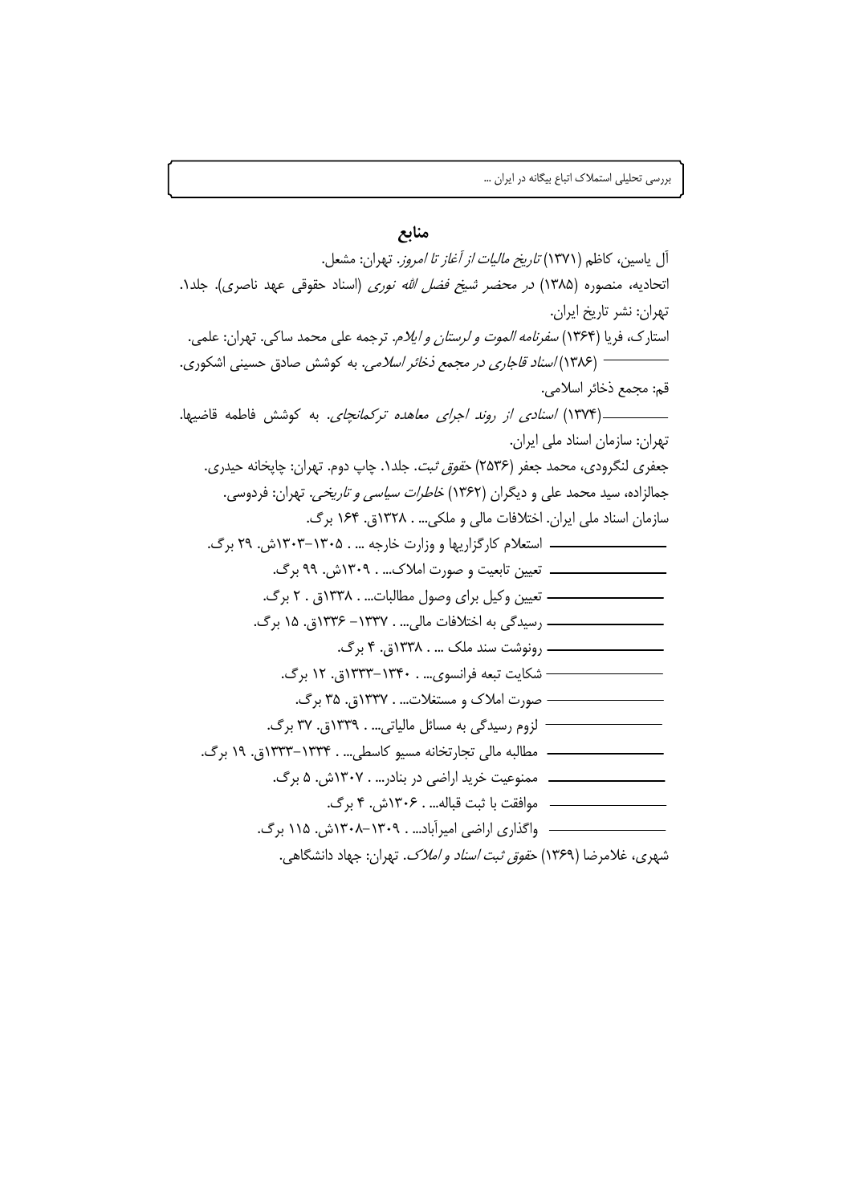## منابع

آل یاسین، کاظم (۱۳۷۱) *تاریخ مالیات از آغاز تا امروز*. تهران: مشعل.

اتحادیه، منصوره (۱۳۸۵) *در محضر شیخ فضل الله نوری* (اسناد حقوقی عهد ناصری). جلد۱. تهران: نشر تاریخ ایران.

استارک، فریا (۱۳۶۴) *سفرنامه الموت و لرستان و ایلام*. ترجمه علی محمد ساکی. تهران: علمی.

——— (۱۳۸۶) *اسناد قاجاری در مجمع ذخائر اسلامی*. به کوشش صادق حسینی اشکوری. قم: مجمع ذخائر اسلامی.

———(۱۳۷۴) *اسنادی از روند اجرای معاهده ترکمانچای*. به کوشش فاطمه قاضیها. تهران: سازمان اسناد ملی ایران.

جعفری لنگرودی، محمد جعفر (۲۵۳۶) *حقوق ثبت*. جلد۱. چاپ دوم. تهران: چاپخانه حیدری.

جمالزاده، سید محمد علی و دیگران (۱۳۶۲) *خاطرات سیاسی و تاریخی*. تهران: فردوسی.

سازمان اسناد ملی ایران. اختلافات مالی و ملکی... . ۱۳۲۸ق. ۱۶۴ برگ.

——— استعلام کارگزاریها و وزارت خارجه ... . ۱۳۰۵-۱۳۰۳ش. ۲۹ برگ.

——— تعیین تابعیت و صورت املاک... . ۱۳۰۹ش. ۹۹ برگ.

——— تعیین وکیل برای وصول مطالبات... . ۱۳۳۸ق . ۲ برگ.

——— رسیدگی به اختلافات مالی... . ۱۳۳۷- ۱۳۳۶ق. ۱۵ برگ.

——— رونوشت سند ملک ... . ۱۳۳۸ق. ۴ برگ.

——— شکایت تبعه فرانسوی... . ۱۳۴۰-۱۳۳۳ق. ۱۲ برگ.

——— صورت املاک و مستغلات... . ۱۳۳۷ق. ۳۵ برگ.

——— لزوم رسیدگی به مسائل مالیاتی... . ۱۳۳۹ق. ۳۷ برگ.

——— مطالبه مالی تجارتخانه مسیو کاسطی... . ۱۳۳۴-۱۳۳۳ق. ۱۹ برگ.

——— ممنوعیت خرید اراضی در بنادر... . ۱۳۰۷ش. ۵ برگ.

——— موافقت با ثبت قباله... . ۱۳۰۶ش. ۴ برگ.

——— واگذاری اراضی امیرآباد... . ۱۳۰۹-۱۳۰۸ش. ۱۱۵ برگ.

شهری، غلامرضا (۱۳۶۹) *حقوق ثبت اسناد و املاک*. تهران: جهاد دانشگاهی.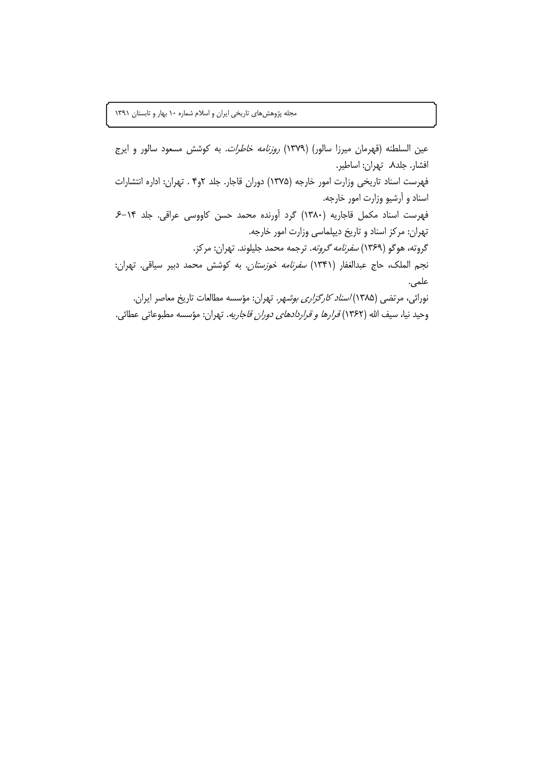عین السلطنه (قهرمان میرزا سالور) (۱۳۷۹) *روزنامه خاطرات*. به کوشش مسعود سالور و ایرج افشار. جلد۸. تهران: اساطیر.

فهرست اسناد تاریخی وزارت امور خارجه (۱۳۷۵) دوران قاجار. جلد ۲و۴ . تهران: اداره انتشارات اسناد و آرشیو وزارت امور خارجه.

فهرست اسناد مکمل قاجاریه (۱۳۸۰) گرد آورنده محمد حسن کاووسی عراقی. جلد ۱۴-۶ تهران: مرکز اسناد و تاریخ دیپلماسی وزارت امور خارجه.

گروته، هوگو (۱۳۶۹) *سفرنامه گروته*. ترجمه محمد جلیلوند. تهران: مرکز.

نجم الملک، حاج عبدالغفار (۱۳۴۱) *سفرنامه خوزستان*. به کوشش محمد دبیر سیاقی. تهران: علمی.

نورائی، مرتضی (۱۳۸۵) *اسناد کارگزاری بوشهر*. تهران: مؤسسه مطالعات تاریخ معاصر ایران.

وحید نیا، سیف الله (۱۳۶۲) *قرارها و قراردادهای دوران قاجاریه*. تهران: مؤسسه مطبوعاتی عطائی.